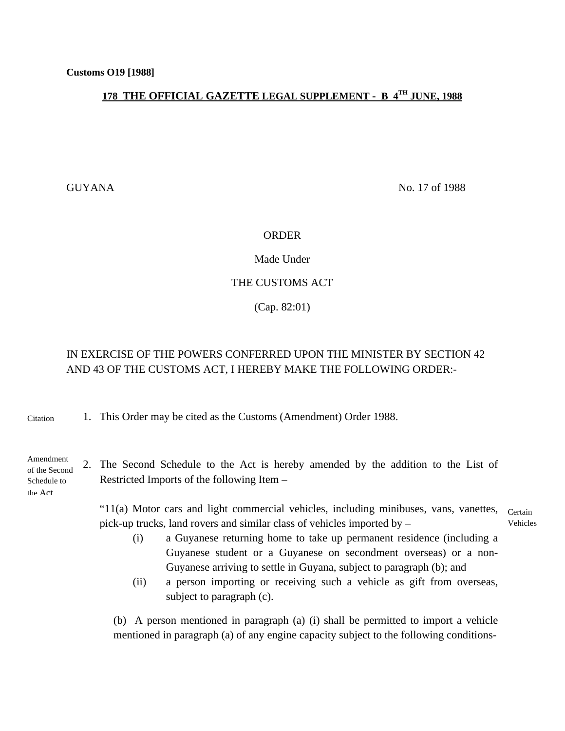GUYANA No. 17 of 1988

ORDER

Made Under

THE CUSTOMS ACT

(Cap. 82:01)

IN EXERCISE OF THE POWERS CONFERRED UPON THE MINISTER BY SECTION 42 AND 43 OF THE CUSTOMS ACT, I HEREBY MAKE THE FOLLOWING ORDER:-

Citation

1. This Order may be cited as the Customs (Amendment) Order 1988.

Amendment of the Second Schedule to the Act

2. The Second Schedule to the Act is hereby amended by the addition to the List of Restricted Imports of the following Item –

Certain Vehicles

"11(a) Motor cars and light commercial vehicles, including minibuses, vans, vanettes, pick-up trucks, land rovers and similar class of vehicles imported by –

(i) a Guyanese returning home to take up permanent residence (including a Guyanese student or a Guyanese on secondment overseas) or a non-Guyanese arriving to settle in Guyana, subject to paragraph (b); and

(ii) a person importing or receiving such a vehicle as gift from overseas, subject to paragraph (c).

(b) A person mentioned in paragraph (a) (i) shall be permitted to import a vehicle mentioned in paragraph (a) of any engine capacity subject to the following conditions-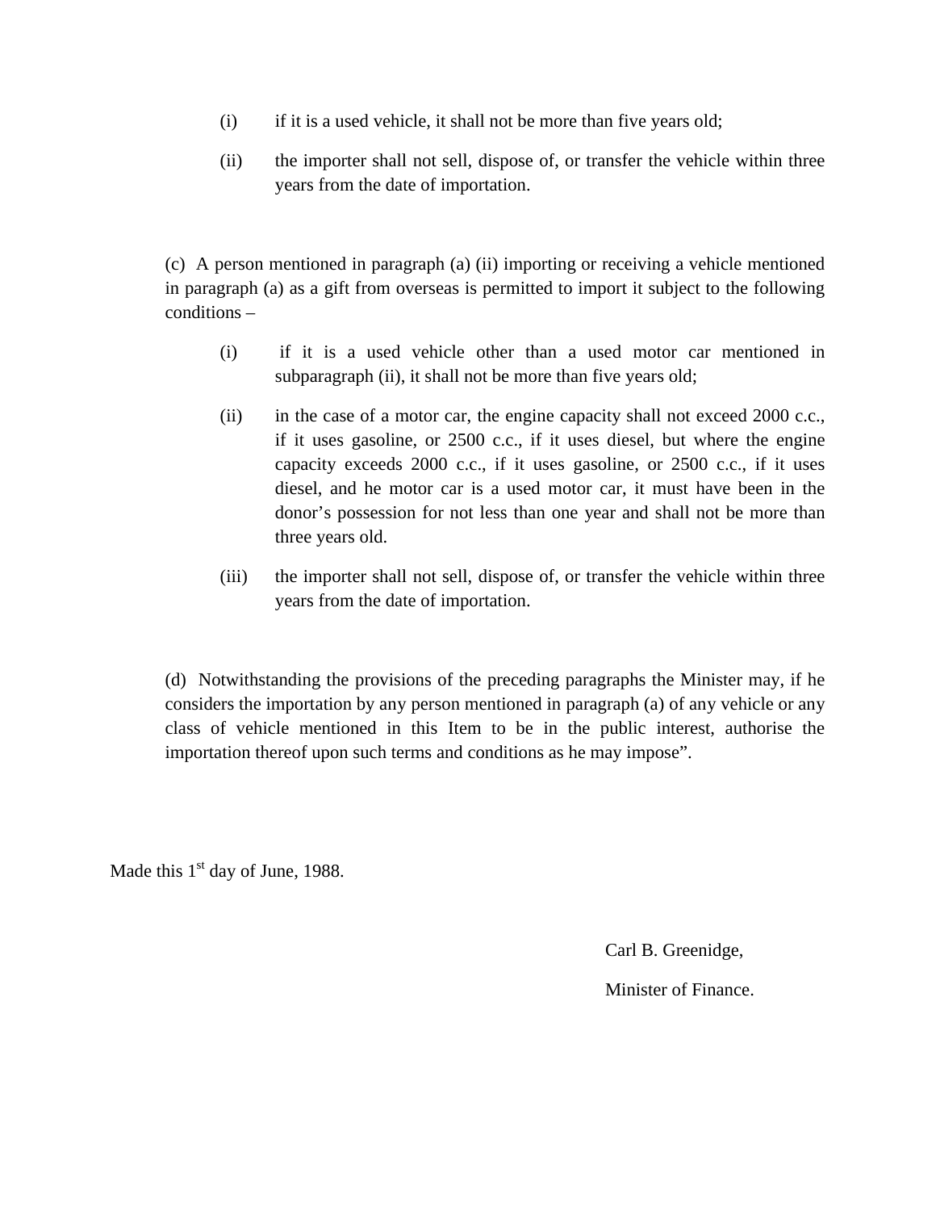(i) if it is a used vehicle, it shall not be more than five years old;

(ii) the importer shall not sell, dispose of, or transfer the vehicle within three years from the date of importation.

(c) A person mentioned in paragraph (a) (ii) importing or receiving a vehicle mentioned in paragraph (a) as a gift from overseas is permitted to import it subject to the following conditions –

(i) if it is a used vehicle other than a used motor car mentioned in subparagraph (ii), it shall not be more than five years old;

(ii) in the case of a motor car, the engine capacity shall not exceed 2000 c.c., if it uses gasoline, or 2500 c.c., if it uses diesel, but where the engine capacity exceeds 2000 c.c., if it uses gasoline, or 2500 c.c., if it uses diesel, and he motor car is a used motor car, it must have been in the donor's possession for not less than one year and shall not be more than three years old.

(iii) the importer shall not sell, dispose of, or transfer the vehicle within three years from the date of importation.

(d) Notwithstanding the provisions of the preceding paragraphs the Minister may, if he considers the importation by any person mentioned in paragraph (a) of any vehicle or any class of vehicle mentioned in this Item to be in the public interest, authorise the importation thereof upon such terms and conditions as he may impose".

Made this 1st day of June, 1988.

Carl B. Greenidge,

Minister of Finance.